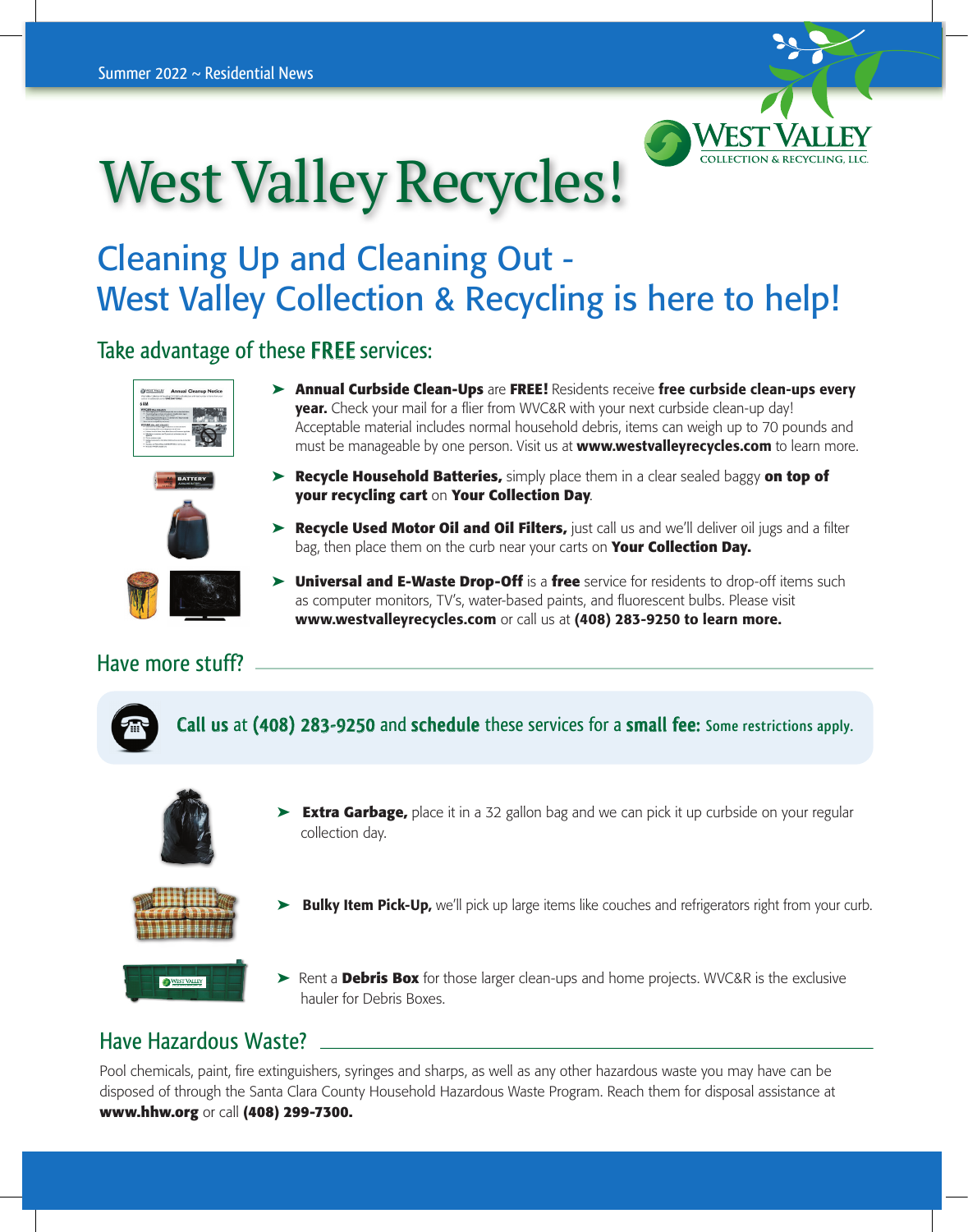Summer 2022 ~ Residential News

# West Valley Recycles!

## Cleaning Up and Cleaning Out - West Valley Collection & Recycling is here to help!

### Take advantage of these FREE services:

- **Annual Curbside Clean-Ups** are **FREE!** Residents receive **free curbside clean-ups every year.** Check your mail for a flier from WVC&R with your next curbside clean-up day! Acceptable material includes normal household debris, items can weigh up to 70 pounds and must be manageable by one person. Visit us at **www.westvalleyrecycles.com** to learn more.
- **Recycle Household Batteries,** simply place them in a clear sealed baggy **on top of your recycling cart** on **Your Collection Day**.
- **Recycle Used Motor Oil and Oil Filters,** just call us and we'll deliver oil jugs and a filter bag, then place them on the curb near your carts on **Your Collection Day.**
- **Universal and E-Waste Drop-Off** is a **free** service for residents to drop-off items such as computer monitors, TV's, water-based paints, and fluorescent bulbs. Please visit **www.westvalleyrecycles.com** or call us at **(408) 283-9250 to learn more.**

### Have more stuff?

**Call us** at **(408) 283-9250** and **schedule** these services for a **small fee:** Some restrictions apply.

- **Extra Garbage,** place it in a 32 gallon bag and we can pick it up curbside on your regular collection day.
- **Bulky Item Pick-Up,** we'll pick up large items like couches and refrigerators right from your curb.
- Rent a **Debris Box** for those larger clean-ups and home projects. WVC&R is the exclusive hauler for Debris Boxes.

### Have Hazardous Waste?

Pool chemicals, paint, fire extinguishers, syringes and sharps, as well as any other hazardous waste you may have can be disposed of through the Santa Clara County Household Hazardous Waste Program. Reach them for disposal assistance at **www.hhw.org** or call **(408) 299-7300.**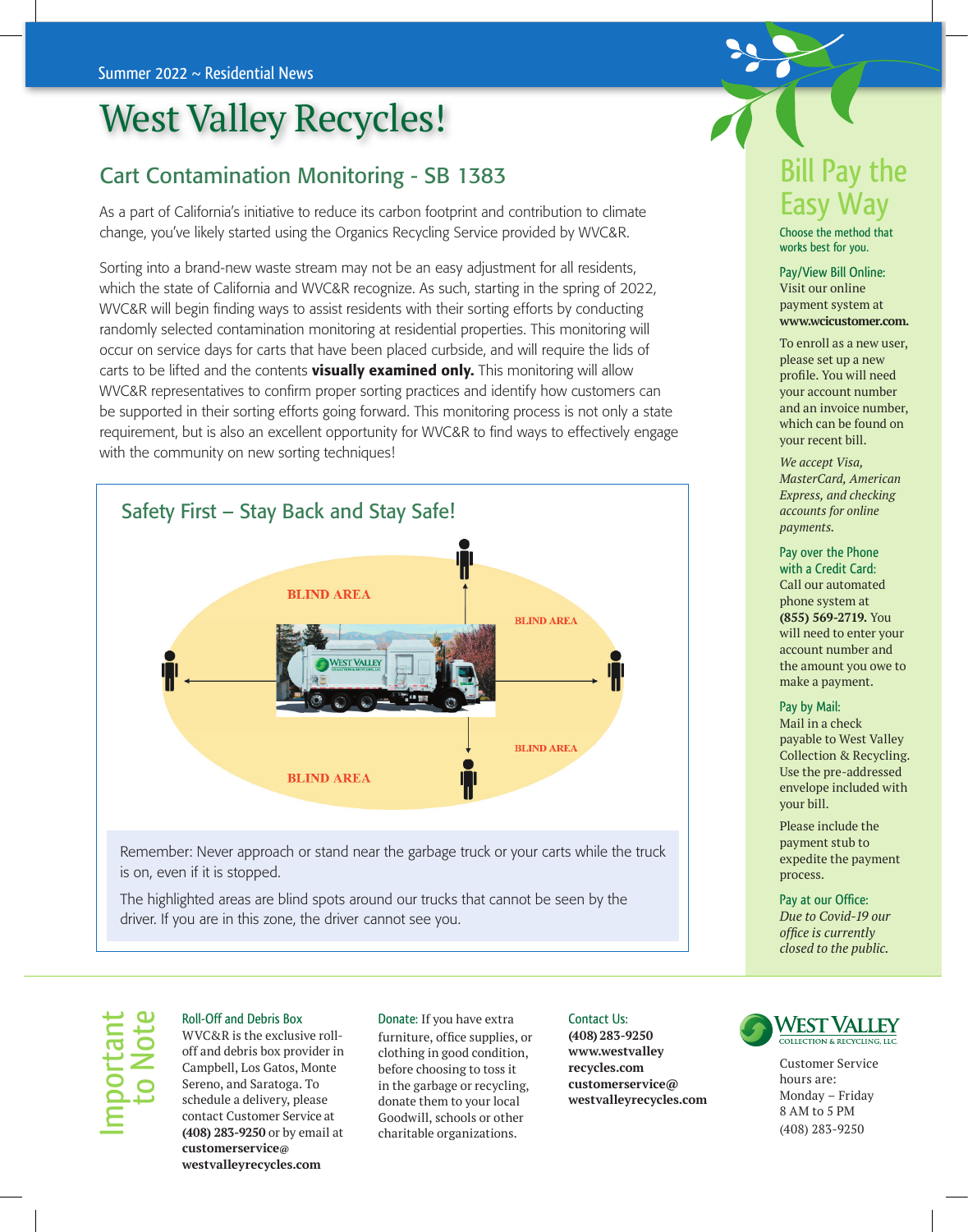Summer 2022 ~ Residential News

# West Valley Recycles!

## Cart Contamination Monitoring - SB 1383

As a part of California's initiative to reduce its carbon footprint and contribution to climate change, you've likely started using the Organics Recycling Service provided by WVC&R.

Sorting into a brand-new waste stream may not be an easy adjustment for all residents, which the state of California and WVC&R recognize. As such, starting in the spring of 2022, WVC&R will begin finding ways to assist residents with their sorting efforts by conducting randomly selected contamination monitoring at residential properties. This monitoring will occur on service days for carts that have been placed curbside, and will require the lids of carts to be lifted and the contents **visually examined only.** This monitoring will allow WVC&R representatives to confirm proper sorting practices and identify how customers can be supported in their sorting efforts going forward. This monitoring process is not only a state requirement, but is also an excellent opportunity for WVC&R to find ways to effectively engage with the community on new sorting techniques!

### Safety First – Stay Back and Stay Safe!

BLIND AREA

BLIND AREA

BLIND AREA

BLIND AREA

Remember: Never approach or stand near the garbage truck or your carts while the truck is on, even if it is stopped.

The highlighted areas are blind spots around our trucks that cannot be seen by the driver. If you are in this zone, the driver cannot see you.

## Bill Pay the Easy Way

Choose the method that works best for you.

**Pay/View Bill Online:**
Visit our online payment system at **www.wcicustomer.com.**

To enroll as a new user, please set up a new profile. You will need your account number and an invoice number, which can be found on your recent bill.

*We accept Visa, MasterCard, American Express, and checking accounts for online payments.*

**Pay over the Phone with a Credit Card:**
Call our automated phone system at **(855) 569-2719.** You will need to enter your account number and the amount you owe to make a payment.

**Pay by Mail:**
Mail in a check payable to West Valley Collection & Recycling. Use the pre-addressed envelope included with your bill.

Please include the payment stub to expedite the payment process.

**Pay at our Office:**
*Due to Covid-19 our office is currently closed to the public.*

## Important to Note

**Roll-Off and Debris Box**
WVC&R is the exclusive roll-off and debris box provider in Campbell, Los Gatos, Monte Sereno, and Saratoga. To schedule a delivery, please contact Customer Service at **(408) 283-9250** or by email at **customerservice@westvalleyrecycles.com**

**Donate:** If you have extra furniture, office supplies, or clothing in good condition, before choosing to toss it in the garbage or recycling, donate them to your local Goodwill, schools or other charitable organizations.

**Contact Us:**
**(408) 283-9250**
**www.westvalleyrecycles.com**
**customerservice@westvalleyrecycles.com**

WEST VALLEY COLLECTION & RECYCLING, LLC

Customer Service hours are:
Monday – Friday
8 AM to 5 PM
(408) 283-9250